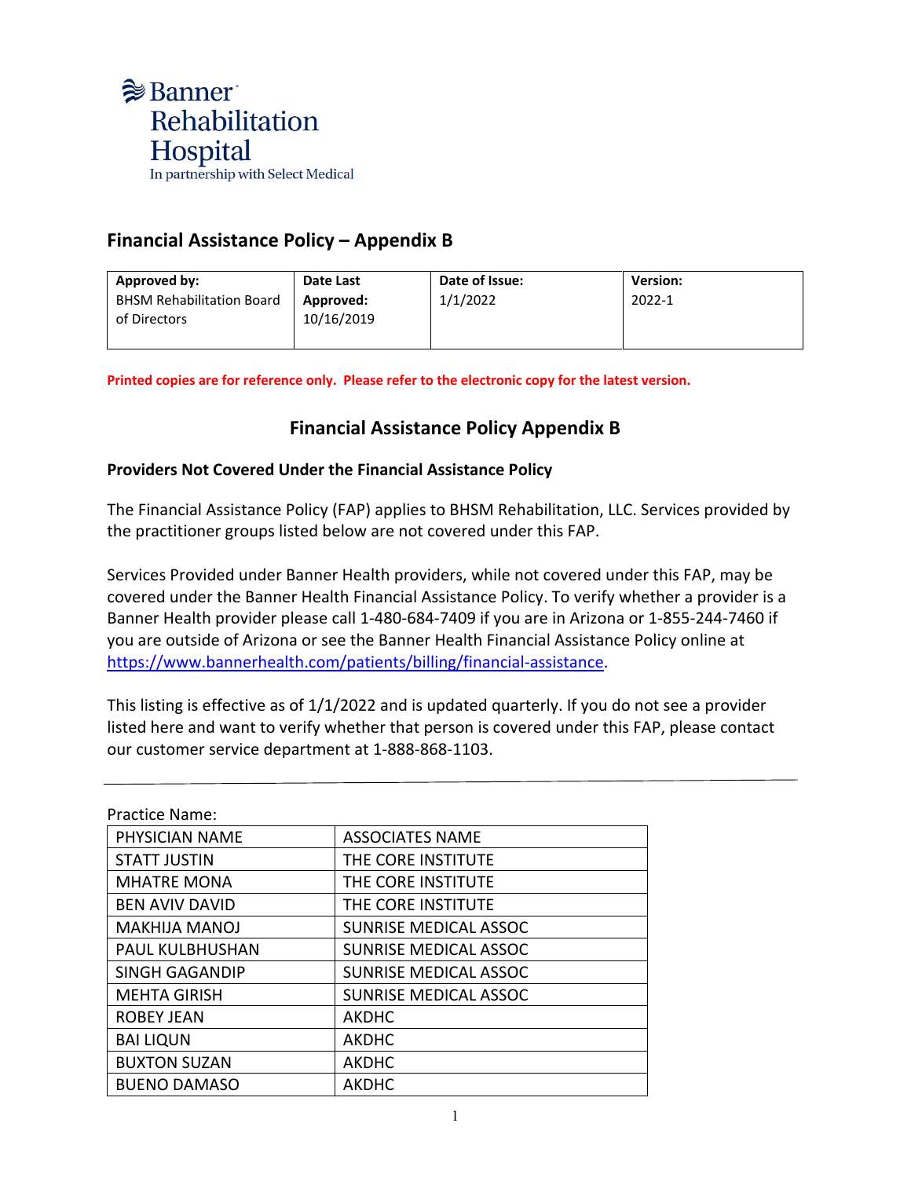Banner Rehabilitation Hospital
In partnership with Select Medical

## Financial Assistance Policy – Appendix B

| **Approved by:** BHSM Rehabilitation Board of Directors | **Date Last Approved:** 10/16/2019 | **Date of Issue:** 1/1/2022 | **Version:** 2022-1 |
|---|---|---|---|

**Printed copies are for reference only. Please refer to the electronic copy for the latest version.**

## Financial Assistance Policy Appendix B

### Providers Not Covered Under the Financial Assistance Policy

The Financial Assistance Policy (FAP) applies to BHSM Rehabilitation, LLC. Services provided by the practitioner groups listed below are not covered under this FAP.

Services Provided under Banner Health providers, while not covered under this FAP, may be covered under the Banner Health Financial Assistance Policy. To verify whether a provider is a Banner Health provider please call 1-480-684-7409 if you are in Arizona or 1-855-244-7460 if you are outside of Arizona or see the Banner Health Financial Assistance Policy online at https://www.bannerhealth.com/patients/billing/financial-assistance.

This listing is effective as of 1/1/2022 and is updated quarterly. If you do not see a provider listed here and want to verify whether that person is covered under this FAP, please contact our customer service department at 1-888-868-1103.

---

Practice Name:

| PHYSICIAN NAME | ASSOCIATES NAME |
|---|---|
| STATT JUSTIN | THE CORE INSTITUTE |
| MHATRE MONA | THE CORE INSTITUTE |
| BEN AVIV DAVID | THE CORE INSTITUTE |
| MAKHIJA MANOJ | SUNRISE MEDICAL ASSOC |
| PAUL KULBHUSHAN | SUNRISE MEDICAL ASSOC |
| SINGH GAGANDIP | SUNRISE MEDICAL ASSOC |
| MEHTA GIRISH | SUNRISE MEDICAL ASSOC |
| ROBEY JEAN | AKDHC |
| BAI LIQUN | AKDHC |
| BUXTON SUZAN | AKDHC |
| BUENO DAMASO | AKDHC |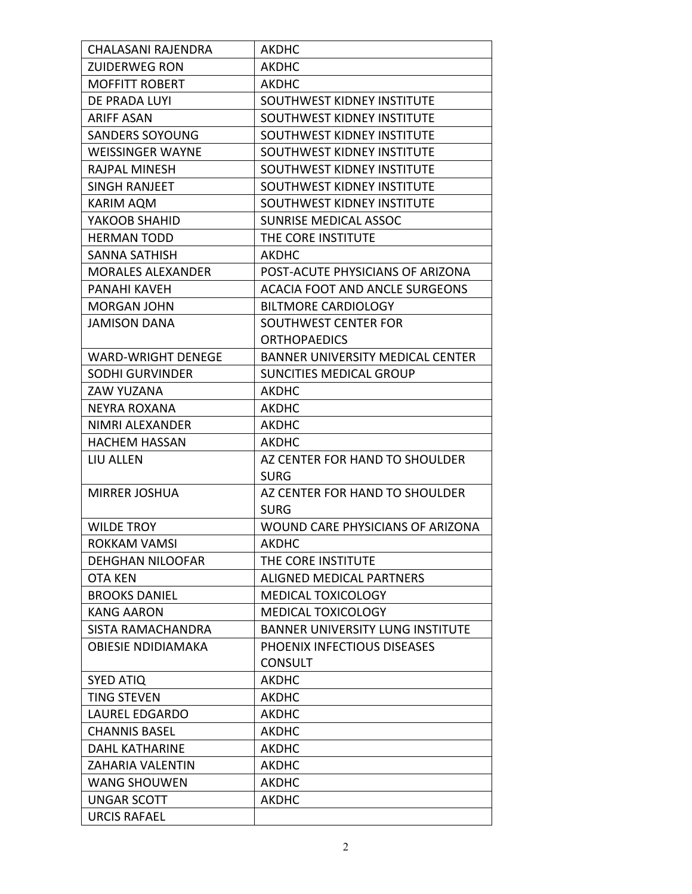| CHALASANI RAJENDRA | AKDHC |
|---|---|
| ZUIDERWEG RON | AKDHC |
| MOFFITT ROBERT | AKDHC |
| DE PRADA LUYI | SOUTHWEST KIDNEY INSTITUTE |
| ARIFF ASAN | SOUTHWEST KIDNEY INSTITUTE |
| SANDERS SOYOUNG | SOUTHWEST KIDNEY INSTITUTE |
| WEISSINGER WAYNE | SOUTHWEST KIDNEY INSTITUTE |
| RAJPAL MINESH | SOUTHWEST KIDNEY INSTITUTE |
| SINGH RANJEET | SOUTHWEST KIDNEY INSTITUTE |
| KARIM AQM | SOUTHWEST KIDNEY INSTITUTE |
| YAKOOB SHAHID | SUNRISE MEDICAL ASSOC |
| HERMAN TODD | THE CORE INSTITUTE |
| SANNA SATHISH | AKDHC |
| MORALES ALEXANDER | POST-ACUTE PHYSICIANS OF ARIZONA |
| PANAHI KAVEH | ACACIA FOOT AND ANCLE SURGEONS |
| MORGAN JOHN | BILTMORE CARDIOLOGY |
| JAMISON DANA | SOUTHWEST CENTER FOR ORTHOPAEDICS |
| WARD-WRIGHT DENEGE | BANNER UNIVERSITY MEDICAL CENTER |
| SODHI GURVINDER | SUNCITIES MEDICAL GROUP |
| ZAW YUZANA | AKDHC |
| NEYRA ROXANA | AKDHC |
| NIMRI ALEXANDER | AKDHC |
| HACHEM HASSAN | AKDHC |
| LIU ALLEN | AZ CENTER FOR HAND TO SHOULDER SURG |
| MIRRER JOSHUA | AZ CENTER FOR HAND TO SHOULDER SURG |
| WILDE TROY | WOUND CARE PHYSICIANS OF ARIZONA |
| ROKKAM VAMSI | AKDHC |
| DEHGHAN NILOOFAR | THE CORE INSTITUTE |
| OTA KEN | ALIGNED MEDICAL PARTNERS |
| BROOKS DANIEL | MEDICAL TOXICOLOGY |
| KANG AARON | MEDICAL TOXICOLOGY |
| SISTA RAMACHANDRA | BANNER UNIVERSITY LUNG INSTITUTE |
| OBIESIE NDIDIAMAKA | PHOENIX INFECTIOUS DISEASES CONSULT |
| SYED ATIQ | AKDHC |
| TING STEVEN | AKDHC |
| LAUREL EDGARDO | AKDHC |
| CHANNIS BASEL | AKDHC |
| DAHL KATHARINE | AKDHC |
| ZAHARIA VALENTIN | AKDHC |
| WANG SHOUWEN | AKDHC |
| UNGAR SCOTT | AKDHC |
| URCIS RAFAEL | |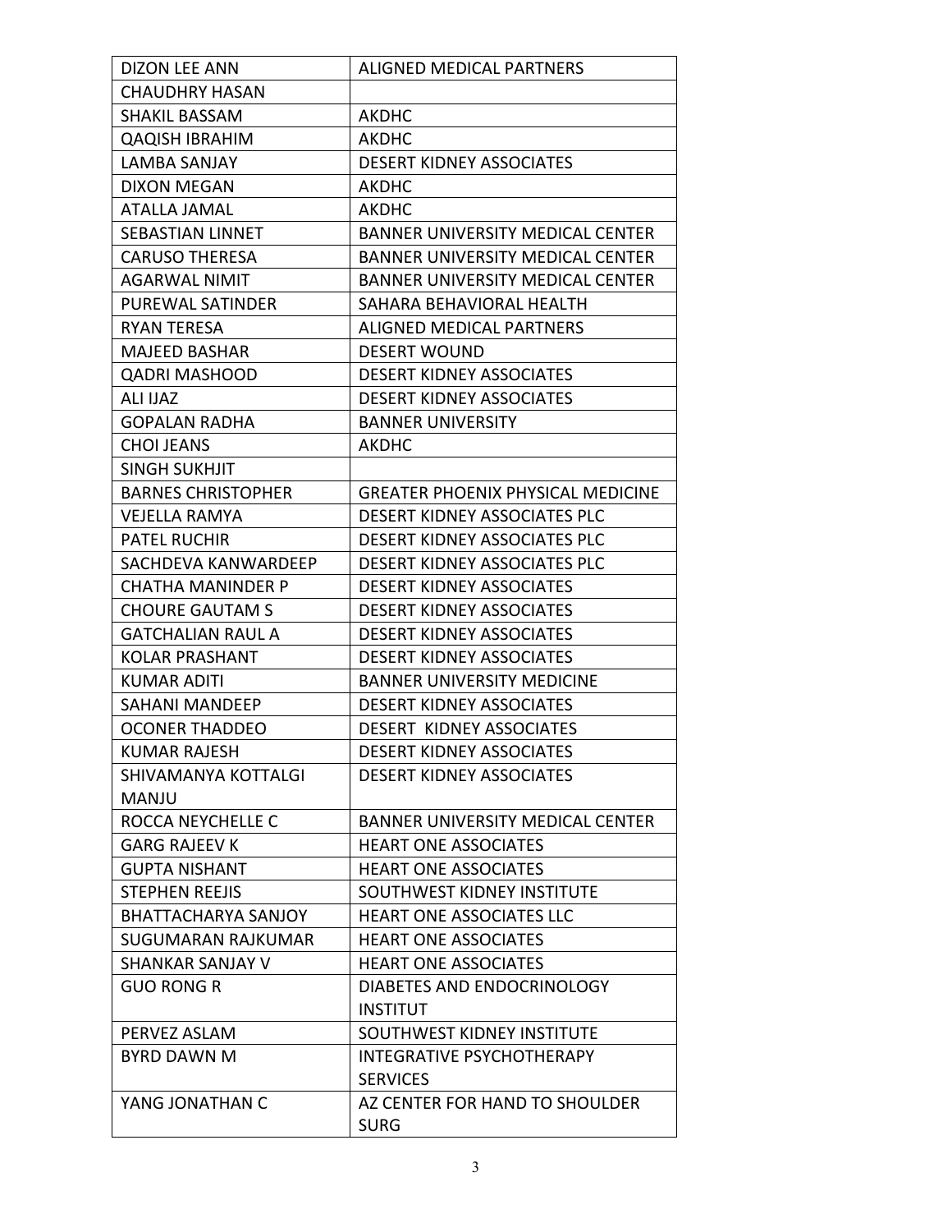| DIZON LEE ANN | ALIGNED MEDICAL PARTNERS |
|---|---|
| CHAUDHRY HASAN | |
| SHAKIL BASSAM | AKDHC |
| QAQISH IBRAHIM | AKDHC |
| LAMBA SANJAY | DESERT KIDNEY ASSOCIATES |
| DIXON MEGAN | AKDHC |
| ATALLA JAMAL | AKDHC |
| SEBASTIAN LINNET | BANNER UNIVERSITY MEDICAL CENTER |
| CARUSO THERESA | BANNER UNIVERSITY MEDICAL CENTER |
| AGARWAL NIMIT | BANNER UNIVERSITY MEDICAL CENTER |
| PUREWAL SATINDER | SAHARA BEHAVIORAL HEALTH |
| RYAN TERESA | ALIGNED MEDICAL PARTNERS |
| MAJEED BASHAR | DESERT WOUND |
| QADRI MASHOOD | DESERT KIDNEY ASSOCIATES |
| ALI IJAZ | DESERT KIDNEY ASSOCIATES |
| GOPALAN RADHA | BANNER UNIVERSITY |
| CHOI JEANS | AKDHC |
| SINGH SUKHJIT | |
| BARNES CHRISTOPHER | GREATER PHOENIX PHYSICAL MEDICINE |
| VEJELLA RAMYA | DESERT KIDNEY ASSOCIATES PLC |
| PATEL RUCHIR | DESERT KIDNEY ASSOCIATES PLC |
| SACHDEVA KANWARDEEP | DESERT KIDNEY ASSOCIATES PLC |
| CHATHA MANINDER P | DESERT KIDNEY ASSOCIATES |
| CHOURE GAUTAM S | DESERT KIDNEY ASSOCIATES |
| GATCHALIAN RAUL A | DESERT KIDNEY ASSOCIATES |
| KOLAR PRASHANT | DESERT KIDNEY ASSOCIATES |
| KUMAR ADITI | BANNER UNIVERSITY MEDICINE |
| SAHANI MANDEEP | DESERT KIDNEY ASSOCIATES |
| OCONER THADDEO | DESERT KIDNEY ASSOCIATES |
| KUMAR RAJESH | DESERT KIDNEY ASSOCIATES |
| SHIVAMANYA KOTTALGI MANJU | DESERT KIDNEY ASSOCIATES |
| ROCCA NEYCHELLE C | BANNER UNIVERSITY MEDICAL CENTER |
| GARG RAJEEV K | HEART ONE ASSOCIATES |
| GUPTA NISHANT | HEART ONE ASSOCIATES |
| STEPHEN REEJIS | SOUTHWEST KIDNEY INSTITUTE |
| BHATTACHARYA SANJOY | HEART ONE ASSOCIATES LLC |
| SUGUMARAN RAJKUMAR | HEART ONE ASSOCIATES |
| SHANKAR SANJAY V | HEART ONE ASSOCIATES |
| GUO RONG R | DIABETES AND ENDOCRINOLOGY INSTITUT |
| PERVEZ ASLAM | SOUTHWEST KIDNEY INSTITUTE |
| BYRD DAWN M | INTEGRATIVE PSYCHOTHERAPY SERVICES |
| YANG JONATHAN C | AZ CENTER FOR HAND TO SHOULDER SURG |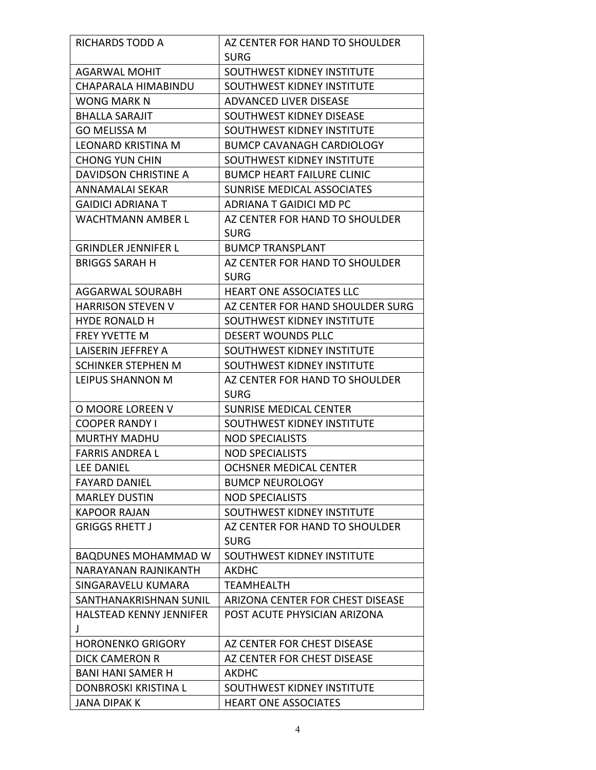| | |
|---|---|
| RICHARDS TODD A | AZ CENTER FOR HAND TO SHOULDER SURG |
| AGARWAL MOHIT | SOUTHWEST KIDNEY INSTITUTE |
| CHAPARALA HIMABINDU | SOUTHWEST KIDNEY INSTITUTE |
| WONG MARK N | ADVANCED LIVER DISEASE |
| BHALLA SARAJIT | SOUTHWEST KIDNEY DISEASE |
| GO MELISSA M | SOUTHWEST KIDNEY INSTITUTE |
| LEONARD KRISTINA M | BUMCP CAVANAGH CARDIOLOGY |
| CHONG YUN CHIN | SOUTHWEST KIDNEY INSTITUTE |
| DAVIDSON CHRISTINE A | BUMCP HEART FAILURE CLINIC |
| ANNAMALAI SEKAR | SUNRISE MEDICAL ASSOCIATES |
| GAIDICI ADRIANA T | ADRIANA T GAIDICI MD PC |
| WACHTMANN AMBER L | AZ CENTER FOR HAND TO SHOULDER SURG |
| GRINDLER JENNIFER L | BUMCP TRANSPLANT |
| BRIGGS SARAH H | AZ CENTER FOR HAND TO SHOULDER SURG |
| AGGARWAL SOURABH | HEART ONE ASSOCIATES LLC |
| HARRISON STEVEN V | AZ CENTER FOR HAND SHOULDER SURG |
| HYDE RONALD H | SOUTHWEST KIDNEY INSTITUTE |
| FREY YVETTE M | DESERT WOUNDS PLLC |
| LAISERIN JEFFREY A | SOUTHWEST KIDNEY INSTITUTE |
| SCHINKER STEPHEN M | SOUTHWEST KIDNEY INSTITUTE |
| LEIPUS SHANNON M | AZ CENTER FOR HAND TO SHOULDER SURG |
| O MOORE LOREEN V | SUNRISE MEDICAL CENTER |
| COOPER RANDY I | SOUTHWEST KIDNEY INSTITUTE |
| MURTHY MADHU | NOD SPECIALISTS |
| FARRIS ANDREA L | NOD SPECIALISTS |
| LEE DANIEL | OCHSNER MEDICAL CENTER |
| FAYARD DANIEL | BUMCP NEUROLOGY |
| MARLEY DUSTIN | NOD SPECIALISTS |
| KAPOOR RAJAN | SOUTHWEST KIDNEY INSTITUTE |
| GRIGGS RHETT J | AZ CENTER FOR HAND TO SHOULDER SURG |
| BAQDUNES MOHAMMAD W | SOUTHWEST KIDNEY INSTITUTE |
| NARAYANAN RAJNIKANTH | AKDHC |
| SINGARAVELU KUMARA | TEAMHEALTH |
| SANTHANAKRISHNAN SUNIL | ARIZONA CENTER FOR CHEST DISEASE |
| HALSTEAD KENNY JENNIFER J | POST ACUTE PHYSICIAN ARIZONA |
| HORONENKO GRIGORY | AZ CENTER FOR CHEST DISEASE |
| DICK CAMERON R | AZ CENTER FOR CHEST DISEASE |
| BANI HANI SAMER H | AKDHC |
| DONBROSKI KRISTINA L | SOUTHWEST KIDNEY INSTITUTE |
| JANA DIPAK K | HEART ONE ASSOCIATES |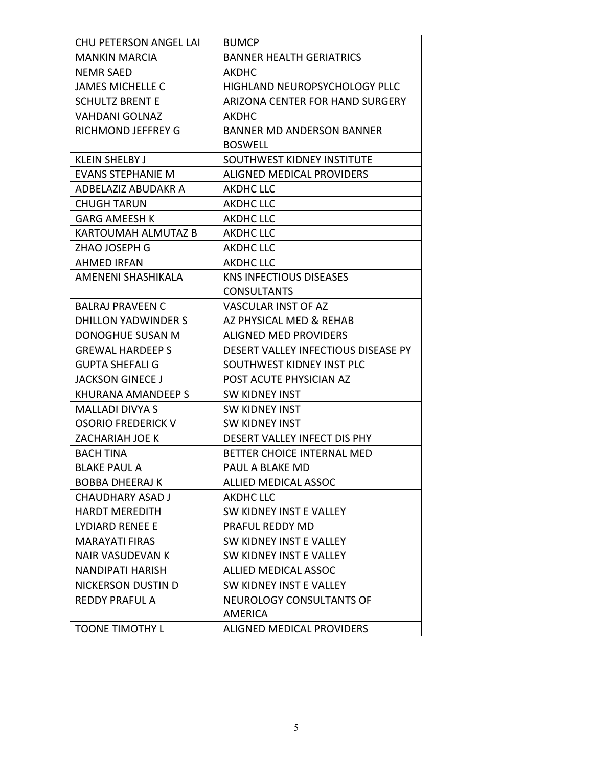| | |
|---|---|
| CHU PETERSON ANGEL LAI | BUMCP |
| MANKIN MARCIA | BANNER HEALTH GERIATRICS |
| NEMR SAED | AKDHC |
| JAMES MICHELLE C | HIGHLAND NEUROPSYCHOLOGY PLLC |
| SCHULTZ BRENT E | ARIZONA CENTER FOR HAND SURGERY |
| VAHDANI GOLNAZ | AKDHC |
| RICHMOND JEFFREY G | BANNER MD ANDERSON BANNER BOSWELL |
| KLEIN SHELBY J | SOUTHWEST KIDNEY INSTITUTE |
| EVANS STEPHANIE M | ALIGNED MEDICAL PROVIDERS |
| ADBELAZIZ ABUDAKR A | AKDHC LLC |
| CHUGH TARUN | AKDHC LLC |
| GARG AMEESH K | AKDHC LLC |
| KARTOUMAH ALMUTAZ B | AKDHC LLC |
| ZHAO JOSEPH G | AKDHC LLC |
| AHMED IRFAN | AKDHC LLC |
| AMENENI SHASHIKALA | KNS INFECTIOUS DISEASES CONSULTANTS |
| BALRAJ PRAVEEN C | VASCULAR INST OF AZ |
| DHILLON YADWINDER S | AZ PHYSICAL MED & REHAB |
| DONOGHUE SUSAN M | ALIGNED MED PROVIDERS |
| GREWAL HARDEEP S | DESERT VALLEY INFECTIOUS DISEASE PY |
| GUPTA SHEFALI G | SOUTHWEST KIDNEY INST PLC |
| JACKSON GINECE J | POST ACUTE PHYSICIAN AZ |
| KHURANA AMANDEEP S | SW KIDNEY INST |
| MALLADI DIVYA S | SW KIDNEY INST |
| OSORIO FREDERICK V | SW KIDNEY INST |
| ZACHARIAH JOE K | DESERT VALLEY INFECT DIS PHY |
| BACH TINA | BETTER CHOICE INTERNAL MED |
| BLAKE PAUL A | PAUL A BLAKE MD |
| BOBBA DHEERAJ K | ALLIED MEDICAL ASSOC |
| CHAUDHARY ASAD J | AKDHC LLC |
| HARDT MEREDITH | SW KIDNEY INST E VALLEY |
| LYDIARD RENEE E | PRAFUL REDDY MD |
| MARAYATI FIRAS | SW KIDNEY INST E VALLEY |
| NAIR VASUDEVAN K | SW KIDNEY INST E VALLEY |
| NANDIPATI HARISH | ALLIED MEDICAL ASSOC |
| NICKERSON DUSTIN D | SW KIDNEY INST E VALLEY |
| REDDY PRAFUL A | NEUROLOGY CONSULTANTS OF AMERICA |
| TOONE TIMOTHY L | ALIGNED MEDICAL PROVIDERS |